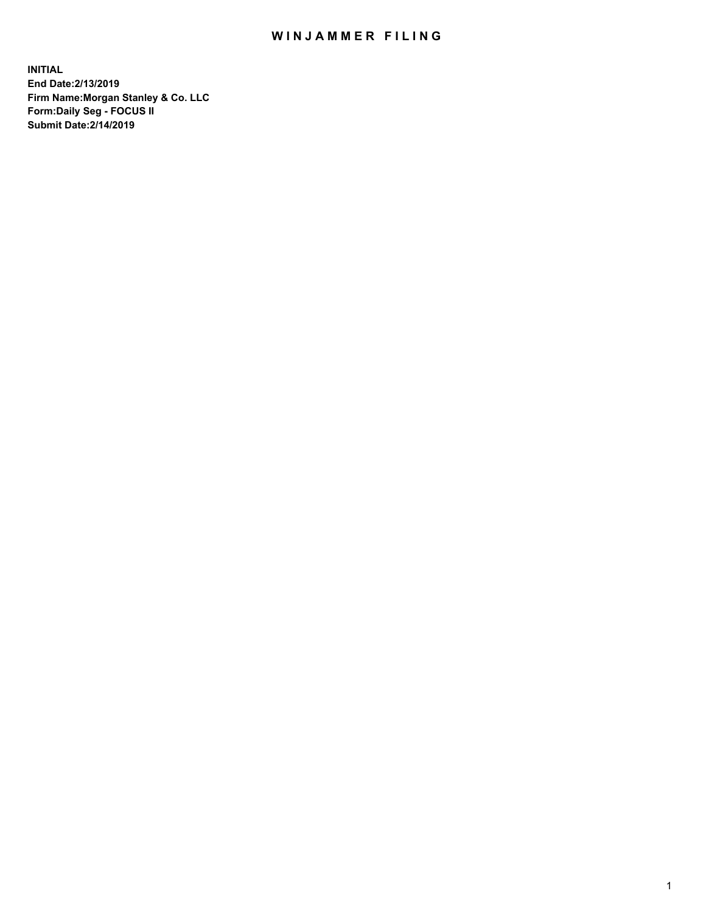# WINJAMMER FILING

**INITIAL**
**End Date:2/13/2019**
**Firm Name:Morgan Stanley & Co. LLC**
**Form:Daily Seg - FOCUS II**
**Submit Date:2/14/2019**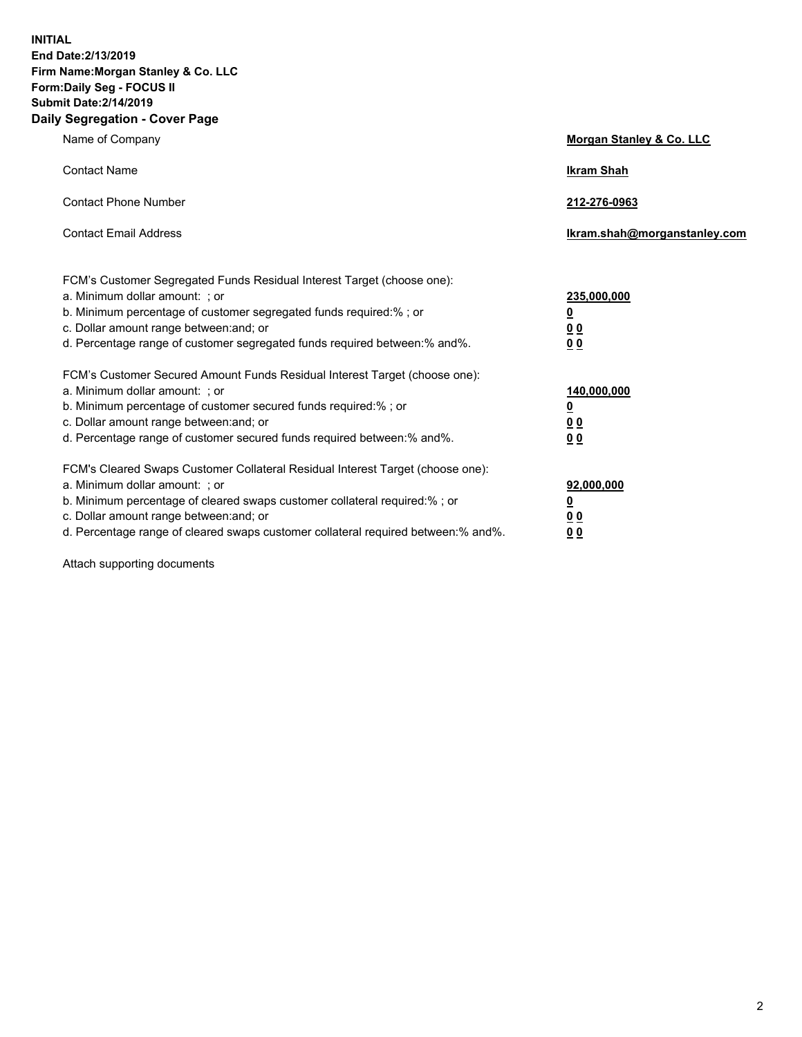**INITIAL**
**End Date:2/13/2019**
**Firm Name:Morgan Stanley & Co. LLC**
**Form:Daily Seg - FOCUS II**
**Submit Date:2/14/2019**
**Daily Segregation - Cover Page**

| | |
|---|---|
| Name of Company | **Morgan Stanley & Co. LLC** |
| Contact Name | **Ikram Shah** |
| Contact Phone Number | **212-276-0963** |
| Contact Email Address | **Ikram.shah@morganstanley.com** |

| | |
|---|---|
| FCM's Customer Segregated Funds Residual Interest Target (choose one): | |
| a. Minimum dollar amount: ; or | **235,000,000** |
| b. Minimum percentage of customer segregated funds required:% ; or | **0** |
| c. Dollar amount range between:and; or | **0 0** |
| d. Percentage range of customer segregated funds required between:% and%. | **0 0** |
| FCM's Customer Secured Amount Funds Residual Interest Target (choose one): | |
| a. Minimum dollar amount: ; or | **140,000,000** |
| b. Minimum percentage of customer secured funds required:% ; or | **0** |
| c. Dollar amount range between:and; or | **0 0** |
| d. Percentage range of customer secured funds required between:% and%. | **0 0** |
| FCM's Cleared Swaps Customer Collateral Residual Interest Target (choose one): | |
| a. Minimum dollar amount: ; or | **92,000,000** |
| b. Minimum percentage of cleared swaps customer collateral required:% ; or | **0** |
| c. Dollar amount range between:and; or | **0 0** |
| d. Percentage range of cleared swaps customer collateral required between:% and%. | **0 0** |

Attach supporting documents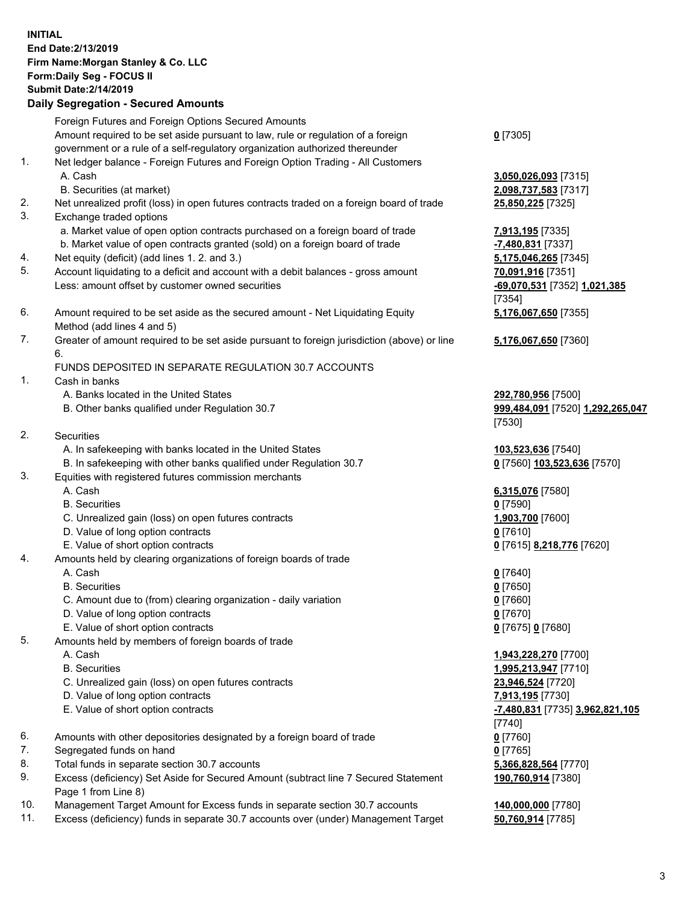**INITIAL**
**End Date:2/13/2019**
**Firm Name:Morgan Stanley & Co. LLC**
**Form:Daily Seg - FOCUS II**
**Submit Date:2/14/2019**

## Daily Segregation - Secured Amounts

| | | |
|---|---|---|
| | Foreign Futures and Foreign Options Secured Amounts | |
| | Amount required to be set aside pursuant to law, rule or regulation of a foreign government or a rule of a self-regulatory organization authorized thereunder | 0 [7305] |
| 1. | Net ledger balance - Foreign Futures and Foreign Option Trading - All Customers | |
| | A. Cash | 3,050,026,093 [7315] |
| | B. Securities (at market) | 2,098,737,583 [7317] |
| 2. | Net unrealized profit (loss) in open futures contracts traded on a foreign board of trade | 25,850,225 [7325] |
| 3. | Exchange traded options | |
| | a. Market value of open option contracts purchased on a foreign board of trade | 7,913,195 [7335] |
| | b. Market value of open contracts granted (sold) on a foreign board of trade | -7,480,831 [7337] |
| 4. | Net equity (deficit) (add lines 1. 2. and 3.) | 5,175,046,265 [7345] |
| 5. | Account liquidating to a deficit and account with a debit balances - gross amount | 70,091,916 [7351] |
| | Less: amount offset by customer owned securities | -69,070,531 [7352] 1,021,385 [7354] |
| 6. | Amount required to be set aside as the secured amount - Net Liquidating Equity Method (add lines 4 and 5) | 5,176,067,650 [7355] |
| 7. | Greater of amount required to be set aside pursuant to foreign jurisdiction (above) or line 6. | 5,176,067,650 [7360] |
| | FUNDS DEPOSITED IN SEPARATE REGULATION 30.7 ACCOUNTS | |
| 1. | Cash in banks | |
| | A. Banks located in the United States | 292,780,956 [7500] |
| | B. Other banks qualified under Regulation 30.7 | 999,484,091 [7520] 1,292,265,047 [7530] |
| 2. | Securities | |
| | A. In safekeeping with banks located in the United States | 103,523,636 [7540] |
| | B. In safekeeping with other banks qualified under Regulation 30.7 | 0 [7560] 103,523,636 [7570] |
| 3. | Equities with registered futures commission merchants | |
| | A. Cash | 6,315,076 [7580] |
| | B. Securities | 0 [7590] |
| | C. Unrealized gain (loss) on open futures contracts | 1,903,700 [7600] |
| | D. Value of long option contracts | 0 [7610] |
| | E. Value of short option contracts | 0 [7615] 8,218,776 [7620] |
| 4. | Amounts held by clearing organizations of foreign boards of trade | |
| | A. Cash | 0 [7640] |
| | B. Securities | 0 [7650] |
| | C. Amount due to (from) clearing organization - daily variation | 0 [7660] |
| | D. Value of long option contracts | 0 [7670] |
| | E. Value of short option contracts | 0 [7675] 0 [7680] |
| 5. | Amounts held by members of foreign boards of trade | |
| | A. Cash | 1,943,228,270 [7700] |
| | B. Securities | 1,995,213,947 [7710] |
| | C. Unrealized gain (loss) on open futures contracts | 23,946,524 [7720] |
| | D. Value of long option contracts | 7,913,195 [7730] |
| | E. Value of short option contracts | -7,480,831 [7735] 3,962,821,105 [7740] |
| 6. | Amounts with other depositories designated by a foreign board of trade | 0 [7760] |
| 7. | Segregated funds on hand | 0 [7765] |
| 8. | Total funds in separate section 30.7 accounts | 5,366,828,564 [7770] |
| 9. | Excess (deficiency) Set Aside for Secured Amount (subtract line 7 Secured Statement Page 1 from Line 8) | 190,760,914 [7380] |
| 10. | Management Target Amount for Excess funds in separate section 30.7 accounts | 140,000,000 [7780] |
| 11. | Excess (deficiency) funds in separate 30.7 accounts over (under) Management Target | 50,760,914 [7785] |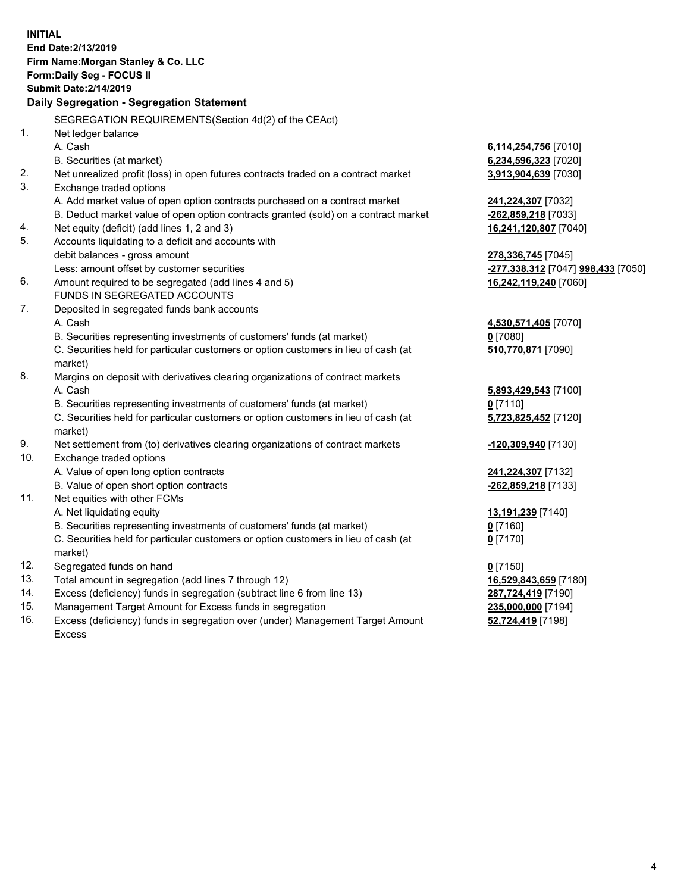**INITIAL**
**End Date:2/13/2019**
**Firm Name:Morgan Stanley & Co. LLC**
**Form:Daily Seg - FOCUS II**
**Submit Date:2/14/2019**

**Daily Segregation - Segregation Statement**

SEGREGATION REQUIREMENTS(Section 4d(2) of the CEAct)

| | | |
|---|---|---|
| 1. | Net ledger balance | |
| | A. Cash | **6,114,254,756** [7010] |
| | B. Securities (at market) | **6,234,596,323** [7020] |
| 2. | Net unrealized profit (loss) in open futures contracts traded on a contract market | **3,913,904,639** [7030] |
| 3. | Exchange traded options | |
| | A. Add market value of open option contracts purchased on a contract market | **241,224,307** [7032] |
| | B. Deduct market value of open option contracts granted (sold) on a contract market | **-262,859,218** [7033] |
| 4. | Net equity (deficit) (add lines 1, 2 and 3) | **16,241,120,807** [7040] |
| 5. | Accounts liquidating to a deficit and accounts with debit balances - gross amount | **278,336,745** [7045] |
| | Less: amount offset by customer securities | **-277,338,312** [7047] **998,433** [7050] |
| 6. | Amount required to be segregated (add lines 4 and 5) | **16,242,119,240** [7060] |
| | FUNDS IN SEGREGATED ACCOUNTS | |
| 7. | Deposited in segregated funds bank accounts | |
| | A. Cash | **4,530,571,405** [7070] |
| | B. Securities representing investments of customers' funds (at market) | **0** [7080] |
| | C. Securities held for particular customers or option customers in lieu of cash (at market) | **510,770,871** [7090] |
| 8. | Margins on deposit with derivatives clearing organizations of contract markets | |
| | A. Cash | **5,893,429,543** [7100] |
| | B. Securities representing investments of customers' funds (at market) | **0** [7110] |
| | C. Securities held for particular customers or option customers in lieu of cash (at market) | **5,723,825,452** [7120] |
| 9. | Net settlement from (to) derivatives clearing organizations of contract markets | **-120,309,940** [7130] |
| 10. | Exchange traded options | |
| | A. Value of open long option contracts | **241,224,307** [7132] |
| | B. Value of open short option contracts | **-262,859,218** [7133] |
| 11. | Net equities with other FCMs | |
| | A. Net liquidating equity | **13,191,239** [7140] |
| | B. Securities representing investments of customers' funds (at market) | **0** [7160] |
| | C. Securities held for particular customers or option customers in lieu of cash (at market) | **0** [7170] |
| 12. | Segregated funds on hand | **0** [7150] |
| 13. | Total amount in segregation (add lines 7 through 12) | **16,529,843,659** [7180] |
| 14. | Excess (deficiency) funds in segregation (subtract line 6 from line 13) | **287,724,419** [7190] |
| 15. | Management Target Amount for Excess funds in segregation | **235,000,000** [7194] |
| 16. | Excess (deficiency) funds in segregation over (under) Management Target Amount Excess | **52,724,419** [7198] |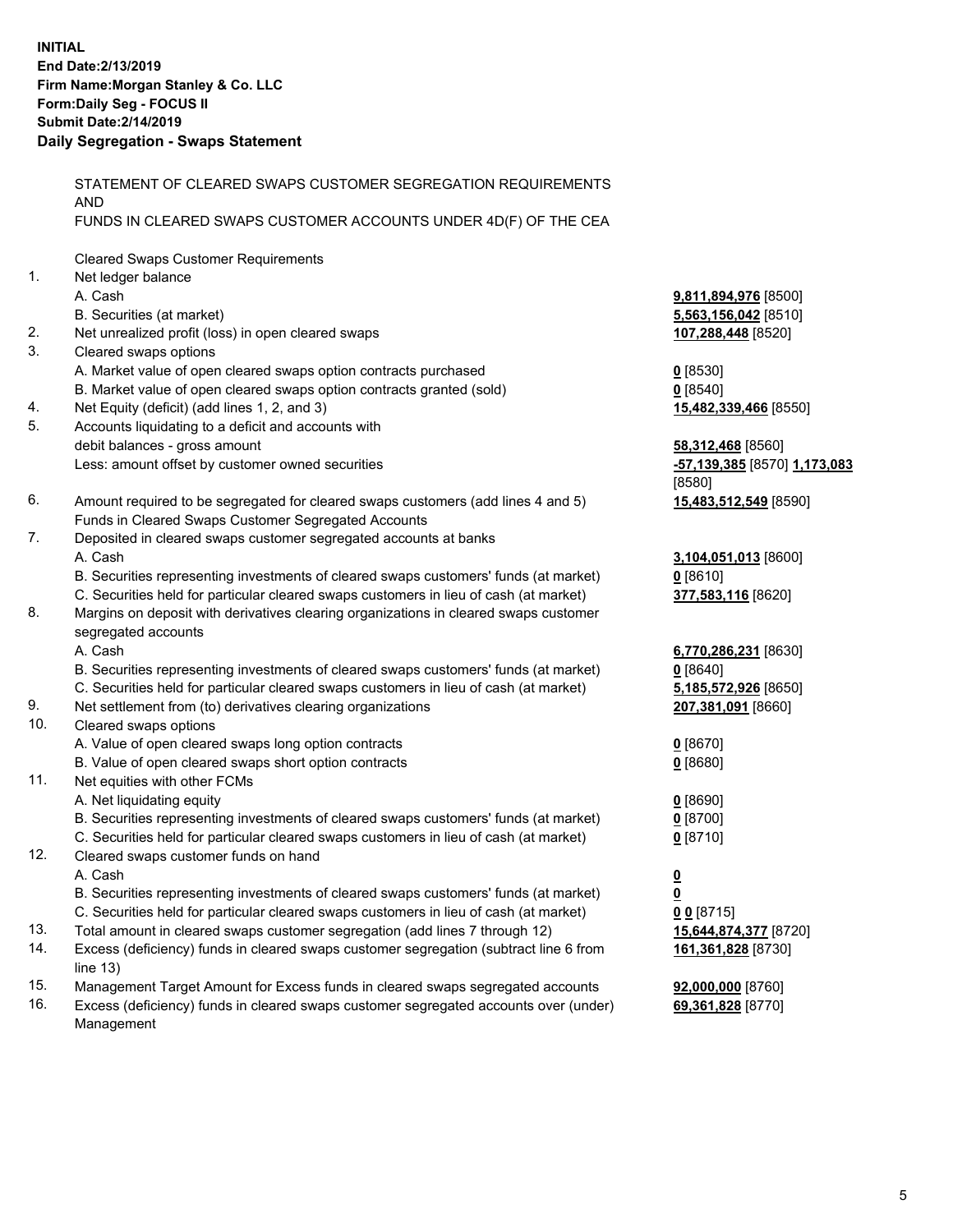**INITIAL**
**End Date:2/13/2019**
**Firm Name:Morgan Stanley & Co. LLC**
**Form:Daily Seg - FOCUS II**
**Submit Date:2/14/2019**
**Daily Segregation - Swaps Statement**

STATEMENT OF CLEARED SWAPS CUSTOMER SEGREGATION REQUIREMENTS AND FUNDS IN CLEARED SWAPS CUSTOMER ACCOUNTS UNDER 4D(F) OF THE CEA

| | | |
|---|---|---|
| | Cleared Swaps Customer Requirements | |
| 1. | Net ledger balance | |
| | A. Cash | **9,811,894,976** [8500] |
| | B. Securities (at market) | **5,563,156,042** [8510] |
| 2. | Net unrealized profit (loss) in open cleared swaps | **107,288,448** [8520] |
| 3. | Cleared swaps options | |
| | A. Market value of open cleared swaps option contracts purchased | **0** [8530] |
| | B. Market value of open cleared swaps option contracts granted (sold) | **0** [8540] |
| 4. | Net Equity (deficit) (add lines 1, 2, and 3) | **15,482,339,466** [8550] |
| 5. | Accounts liquidating to a deficit and accounts with debit balances - gross amount | **58,312,468** [8560] |
| | Less: amount offset by customer owned securities | **-57,139,385** [8570] **1,173,083** [8580] |
| 6. | Amount required to be segregated for cleared swaps customers (add lines 4 and 5) | **15,483,512,549** [8590] |
| | Funds in Cleared Swaps Customer Segregated Accounts | |
| 7. | Deposited in cleared swaps customer segregated accounts at banks | |
| | A. Cash | **3,104,051,013** [8600] |
| | B. Securities representing investments of cleared swaps customers' funds (at market) | **0** [8610] |
| | C. Securities held for particular cleared swaps customers in lieu of cash (at market) | **377,583,116** [8620] |
| 8. | Margins on deposit with derivatives clearing organizations in cleared swaps customer segregated accounts | |
| | A. Cash | **6,770,286,231** [8630] |
| | B. Securities representing investments of cleared swaps customers' funds (at market) | **0** [8640] |
| | C. Securities held for particular cleared swaps customers in lieu of cash (at market) | **5,185,572,926** [8650] |
| 9. | Net settlement from (to) derivatives clearing organizations | **207,381,091** [8660] |
| 10. | Cleared swaps options | |
| | A. Value of open cleared swaps long option contracts | **0** [8670] |
| | B. Value of open cleared swaps short option contracts | **0** [8680] |
| 11. | Net equities with other FCMs | |
| | A. Net liquidating equity | **0** [8690] |
| | B. Securities representing investments of cleared swaps customers' funds (at market) | **0** [8700] |
| | C. Securities held for particular cleared swaps customers in lieu of cash (at market) | **0** [8710] |
| 12. | Cleared swaps customer funds on hand | |
| | A. Cash | **0** |
| | B. Securities representing investments of cleared swaps customers' funds (at market) | **0** |
| | C. Securities held for particular cleared swaps customers in lieu of cash (at market) | **0** **0** [8715] |
| 13. | Total amount in cleared swaps customer segregation (add lines 7 through 12) | **15,644,874,377** [8720] |
| 14. | Excess (deficiency) funds in cleared swaps customer segregation (subtract line 6 from line 13) | **161,361,828** [8730] |
| 15. | Management Target Amount for Excess funds in cleared swaps segregated accounts | **92,000,000** [8760] |
| 16. | Excess (deficiency) funds in cleared swaps customer segregated accounts over (under) Management | **69,361,828** [8770] |